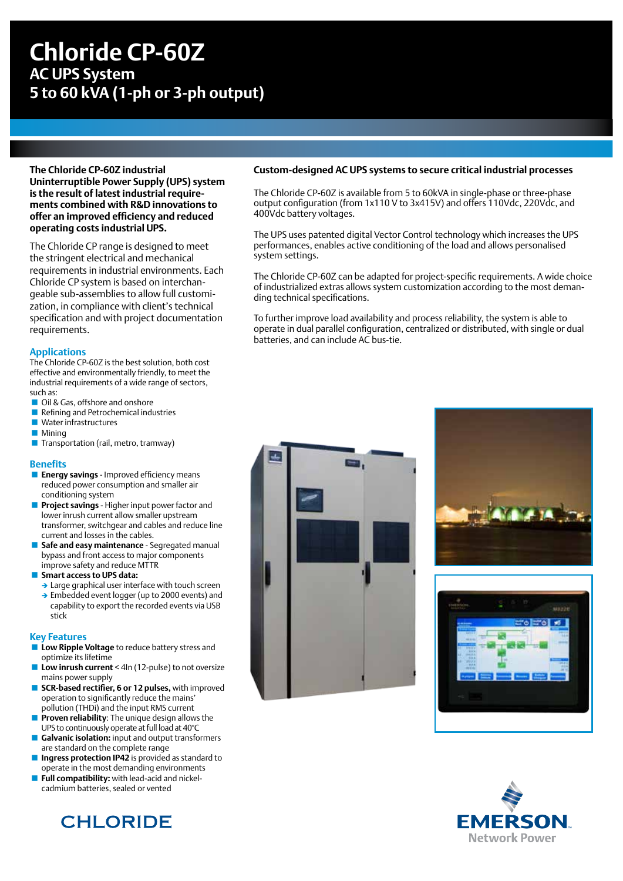# Chloride CP-60Z

## AC UPS System

## 5 to 60 kVA (1-ph or 3-ph output)

**The Chloride CP-60Z industrial Uninterruptible Power Supply (UPS) system is the result of latest industrial requirements combined with R&D innovations to offer an improved efficiency and reduced operating costs industrial UPS.**

The Chloride CP range is designed to meet the stringent electrical and mechanical requirements in industrial environments. Each Chloride CP system is based on interchangeable sub-assemblies to allow full customization, in compliance with client's technical specification and with project documentation requirements.

### Applications

The Chloride CP-60Z is the best solution, both cost effective and environmentally friendly, to meet the industrial requirements of a wide range of sectors, such as:

- Oil & Gas, offshore and onshore
- Refining and Petrochemical industries
- Water infrastructures
- Mining
- Transportation (rail, metro, tramway)

### Benefits

- **Energy savings** - Improved efficiency means reduced power consumption and smaller air conditioning system
- **Project savings** - Higher input power factor and lower inrush current allow smaller upstream transformer, switchgear and cables and reduce line current and losses in the cables.
- **Safe and easy maintenance** - Segregated manual bypass and front access to major components improve safety and reduce MTTR
- **Smart access to UPS data:**
  - Large graphical user interface with touch screen
  - Embedded event logger (up to 2000 events) and capability to export the recorded events via USB stick

### Key Features

- **Low Ripple Voltage** to reduce battery stress and optimize its lifetime
- **Low inrush current** < 4In (12-pulse) to not oversize mains power supply
- **SCR-based rectifier, 6 or 12 pulses,** with improved operation to significantly reduce the mains' pollution (THDi) and the input RMS current
- **Proven reliability**: The unique design allows the UPS to continuously operate at full load at 40°C
- **Galvanic isolation:** input and output transformers are standard on the complete range
- **Ingress protection IP42** is provided as standard to operate in the most demanding environments
- **Full compatibility:** with lead-acid and nickel-cadmium batteries, sealed or vented

### Custom-designed AC UPS systems to secure critical industrial processes

The Chloride CP-60Z is available from 5 to 60kVA in single-phase or three-phase output configuration (from 1x110 V to 3x415V) and offers 110Vdc, 220Vdc, and 400Vdc battery voltages.

The UPS uses patented digital Vector Control technology which increases the UPS performances, enables active conditioning of the load and allows personalised system settings.

The Chloride CP-60Z can be adapted for project-specific requirements. A wide choice of industrialized extras allows system customization according to the most demanding technical specifications.

To further improve load availability and process reliability, the system is able to operate in dual parallel configuration, centralized or distributed, with single or dual batteries, and can include AC bus-tie.

CHLORIDE

EMERSON Network Power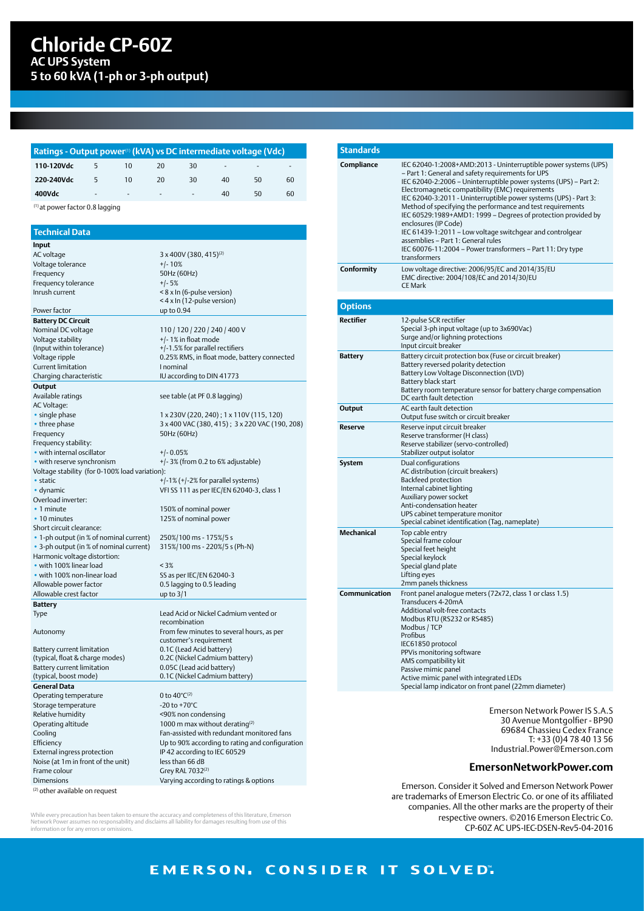# Chloride CP-60Z

## AC UPS System

## 5 to 60 kVA (1-ph or 3-ph output)

### Ratings - Output power[1] (kVA) vs DC intermediate voltage (Vdc)

| | | | | | | | |
|---|---|---|---|---|---|---|---|
| **110-120Vdc** | 5 | 10 | 20 | 30 | - | - | - |
| **220-240Vdc** | 5 | 10 | 20 | 30 | 40 | 50 | 60 |
| **400Vdc** | - | - | - | - | 40 | 50 | 60 |

[1] at power factor 0.8 lagging

### Technical Data

| | |
|---|---|
| **Input** | |
| AC voltage | 3 x 400V (380, 415)[2] |
| Voltage tolerance | +/- 10% |
| Frequency | 50Hz (60Hz) |
| Frequency tolerance | +/- 5% |
| Inrush current | < 8 x In (6-pulse version)<br>< 4 x In (12-pulse version) |
| Power factor | up to 0.94 |
| **Battery DC Circuit** | |
| Nominal DC voltage | 110 / 120 / 220 / 240 / 400 V |
| Voltage stability<br>(Input within tolerance) | +/- 1% in float mode<br>+/-1.5% for parallel rectifiers |
| Voltage ripple | 0.25% RMS, in float mode, battery connected |
| Current limitation | I nominal |
| Charging characteristic | IU according to DIN 41773 |
| **Output** | |
| Available ratings | see table (at PF 0.8 lagging) |
| AC Voltage: | |
| • single phase | 1 x 230V (220, 240) ; 1 x 110V (115, 120) |
| • three phase | 3 x 400 VAC (380, 415) ; 3 x 220 VAC (190, 208) |
| Frequency | 50Hz (60Hz) |
| Frequency stability: | |
| • with internal oscillator | +/- 0.05% |
| • with reserve synchronism | +/- 3% (from 0.2 to 6% adjustable) |
| Voltage stability (for 0-100% load variation): | |
| • static | +/-1% (+/-2% for parallel systems) |
| • dynamic | VFI SS 111 as per IEC/EN 62040-3, class 1 |
| Overload inverter: | |
| • 1 minute | 150% of nominal power |
| • 10 minutes | 125% of nominal power |
| Short circuit clearance: | |
| • 1-ph output (in % of nominal current) | 250%/100 ms - 175%/5 s |
| • 3-ph output (in % of nominal current) | 315%/100 ms - 220%/5 s (Ph-N) |
| Harmonic voltage distortion: | |
| • with 100% linear load | < 3% |
| • with 100% non-linear load | SS as per IEC/EN 62040-3 |
| Allowable power factor | 0.5 lagging to 0.5 leading |
| Allowable crest factor | up to 3/1 |
| **Battery** | |
| Type | Lead Acid or Nickel Cadmium vented or recombination |
| Autonomy | From few minutes to several hours, as per customer's requirement |
| Battery current limitation<br>(typical, float & charge modes) | 0.1C (Lead Acid battery)<br>0.2C (Nickel Cadmium battery) |
| Battery current limitation<br>(typical, boost mode) | 0.05C (Lead acid battery)<br>0.1C (Nickel Cadmium battery) |
| **General Data** | |
| Operating temperature | 0 to 40°C[2] |
| Storage temperature | -20 to +70°C |
| Relative humidity | <90% non condensing |
| Operating altitude | 1000 m max without derating[2] |
| Cooling | Fan-assisted with redundant monitored fans |
| Efficiency | Up to 90% according to rating and configuration |
| External ingress protection | IP 42 according to IEC 60529 |
| Noise (at 1m in front of the unit) | less than 66 dB |
| Frame colour | Grey RAL 7032[2] |
| Dimensions | Varying according to ratings & options |

[2] other available on request

### Standards

| | |
|---|---|
| **Compliance** | IEC 62040-1:2008+AMD:2013 - Uninterruptible power systems (UPS) – Part 1: General and safety requirements for UPS<br>IEC 62040-2:2006 – Uninterruptible power systems (UPS) – Part 2: Electromagnetic compatibility (EMC) requirements<br>IEC 62040-3:2011 - Uninterruptible power systems (UPS) - Part 3: Method of specifying the performance and test requirements<br>IEC 60529:1989+AMD1: 1999 – Degrees of protection provided by enclosures (IP Code)<br>IEC 61439-1:2011 – Low voltage switchgear and controlgear assemblies – Part 1: General rules<br>IEC 60076-11:2004 – Power transformers – Part 11: Dry type transformers |
| **Conformity** | Low voltage directive: 2006/95/EC and 2014/35/EU<br>EMC directive: 2004/108/EC and 2014/30/EU<br>CE Mark |

### Options

| | |
|---|---|
| **Rectifier** | 12-pulse SCR rectifier<br>Special 3-ph input voltage (up to 3x690Vac)<br>Surge and/or lighning protections<br>Input circuit breaker |
| **Battery** | Battery circuit protection box (Fuse or circuit breaker)<br>Battery reversed polarity detection<br>Battery Low Voltage Disconnection (LVD)<br>Battery black start<br>Battery room temperature sensor for battery charge compensation<br>DC earth fault detection |
| **Output** | AC earth fault detection<br>Output fuse switch or circuit breaker |
| **Reserve** | Reserve input circuit breaker<br>Reserve transformer (H class)<br>Reserve stabilizer (servo-controlled)<br>Stabilizer output isolator |
| **System** | Dual configurations<br>AC distribution (circuit breakers)<br>Backfeed protection<br>Internal cabinet lighting<br>Auxiliary power socket<br>Anti-condensation heater<br>UPS cabinet temperature monitor<br>Special cabinet identification (Tag, nameplate) |
| **Mechanical** | Top cable entry<br>Special frame colour<br>Special feet height<br>Special keylock<br>Special gland plate<br>Lifting eyes<br>2mm panels thickness |
| **Communication** | Front panel analogue meters (72x72, class 1 or class 1.5)<br>Transducers 4-20mA<br>Additional volt-free contacts<br>Modbus RTU (RS232 or RS485)<br>Modbus / TCP<br>Profibus<br>IEC61850 protocol<br>PPVis monitoring software<br>AMS compatibility kit<br>Passive mimic panel<br>Active mimic panel with integrated LEDs<br>Special lamp indicator on front panel (22mm diameter) |

Emerson Network Power IS S.A.S
30 Avenue Montgolfier - BP90
69684 Chassieu Cedex France
T: +33 (0)4 78 40 13 56
Industrial.Power@Emerson.com

**EmersonNetworkPower.com**

Emerson. Consider it Solved and Emerson Network Power are trademarks of Emerson Electric Co. or one of its affiliated companies. All the other marks are the property of their respective owners. ©2016 Emerson Electric Co.
CP-60Z AC UPS-IEC-DSEN-Rev5-04-2016

While every precaution has been taken to ensure the accuracy and completeness of this literature, Emerson Network Power assumes no responsability and disclaims all liability for damages resulting from use of this information or for any errors or omissions.

EMERSON. CONSIDER IT SOLVED.™